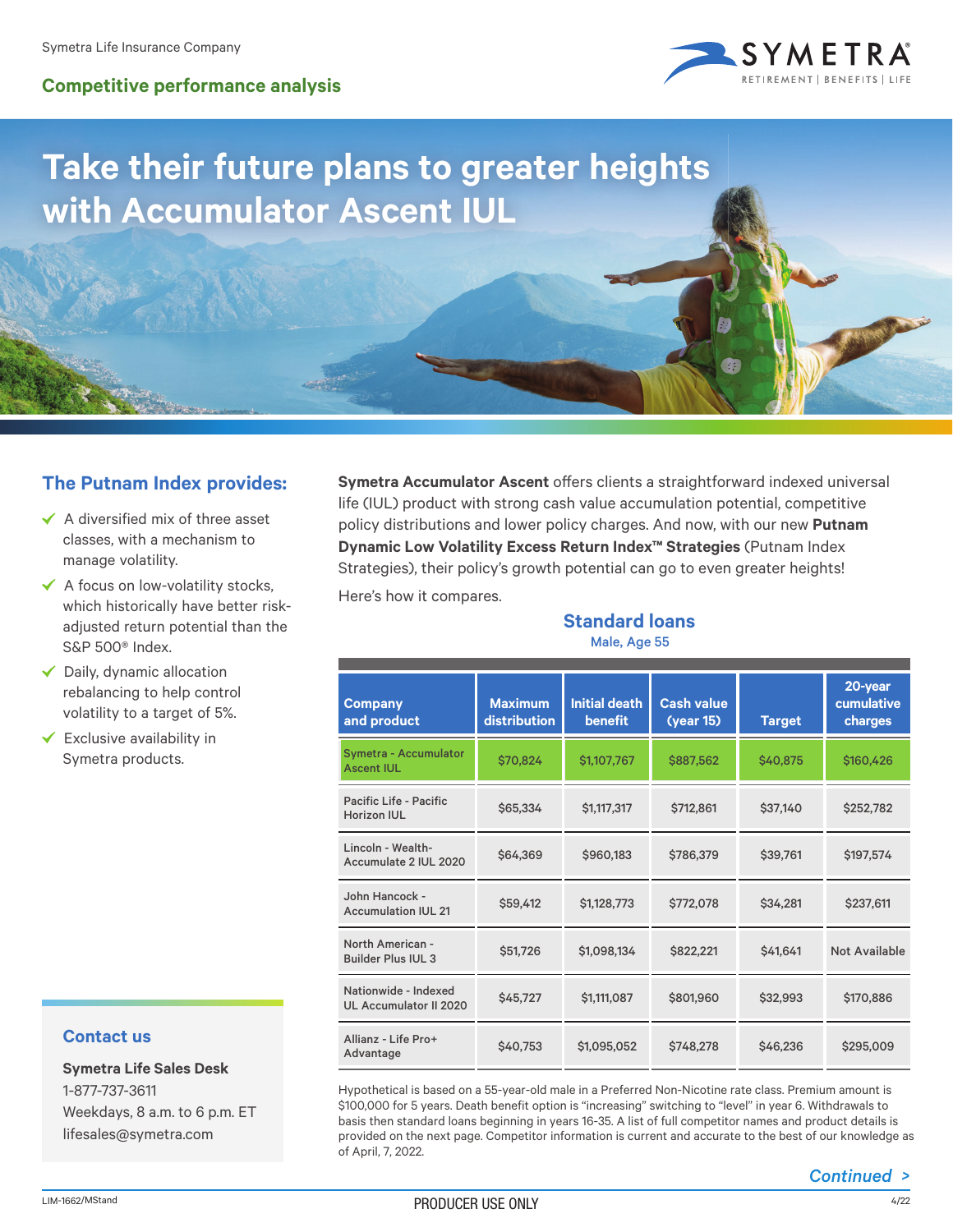Symetra Life Insurance Company

## Competitive performance analysis

# Take their future plans to greater heights with Accumulator Ascent IUL

## The Putnam Index provides:

- A diversified mix of three asset classes, with a mechanism to manage volatility.
- A focus on low-volatility stocks, which historically have better risk-adjusted return potential than the S&P 500® Index.
- Daily, dynamic allocation rebalancing to help control volatility to a target of 5%.
- Exclusive availability in Symetra products.

**Symetra Accumulator Ascent** offers clients a straightforward indexed universal life (IUL) product with strong cash value accumulation potential, competitive policy distributions and lower policy charges. And now, with our new **Putnam Dynamic Low Volatility Excess Return Index™ Strategies** (Putnam Index Strategies), their policy's growth potential can go to even greater heights!

Here's how it compares.

### Standard loans

Male, Age 55

| Company and product | Maximum distribution | Initial death benefit | Cash value (year 15) | Target | 20-year cumulative charges |
|---|---|---|---|---|---|
| Symetra - Accumulator Ascent IUL | $70,824 | $1,107,767 | $887,562 | $40,875 | $160,426 |
| Pacific Life - Pacific Horizon IUL | $65,334 | $1,117,317 | $712,861 | $37,140 | $252,782 |
| Lincoln - Wealth-Accumulate 2 IUL 2020 | $64,369 | $960,183 | $786,379 | $39,761 | $197,574 |
| John Hancock - Accumulation IUL 21 | $59,412 | $1,128,773 | $772,078 | $34,281 | $237,611 |
| North American - Builder Plus IUL 3 | $51,726 | $1,098,134 | $822,221 | $41,641 | Not Available |
| Nationwide - Indexed UL Accumulator II 2020 | $45,727 | $1,111,087 | $801,960 | $32,993 | $170,886 |
| Allianz - Life Pro+ Advantage | $40,753 | $1,095,052 | $748,278 | $46,236 | $295,009 |

Hypothetical is based on a 55-year-old male in a Preferred Non-Nicotine rate class. Premium amount is $100,000 for 5 years. Death benefit option is "increasing" switching to "level" in year 6. Withdrawals to basis then standard loans beginning in years 16-35. A list of full competitor names and product details is provided on the next page. Competitor information is current and accurate to the best of our knowledge as of April, 7, 2022.

### Contact us

**Symetra Life Sales Desk**
1-877-737-3611
Weekdays, 8 a.m. to 6 p.m. ET
lifesales@symetra.com

*Continued >*

LIM-1662/MStand

PRODUCER USE ONLY

4/22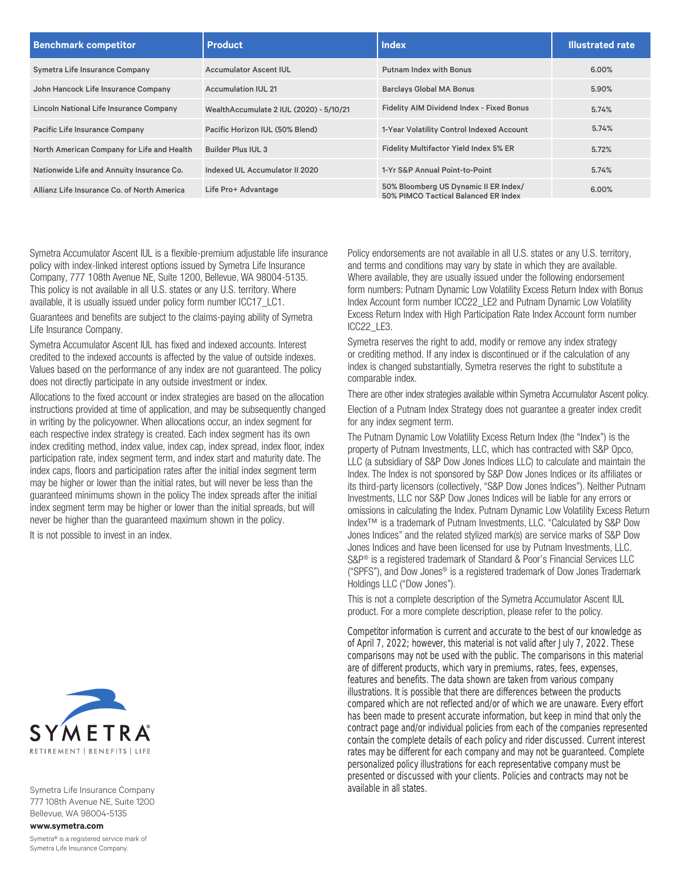| Benchmark competitor | Product | Index | Illustrated rate |
|---|---|---|---|
| Symetra Life Insurance Company | Accumulator Ascent IUL | Putnam Index with Bonus | 6.00% |
| John Hancock Life Insurance Company | Accumulation IUL 21 | Barclays Global MA Bonus | 5.90% |
| Lincoln National Life Insurance Company | WealthAccumulate 2 IUL (2020) - 5/10/21 | Fidelity AIM Dividend Index - Fixed Bonus | 5.74% |
| Pacific Life Insurance Company | Pacific Horizon IUL (50% Blend) | 1-Year Volatility Control Indexed Account | 5.74% |
| North American Company for Life and Health | Builder Plus IUL 3 | Fidelity Multifactor Yield Index 5% ER | 5.72% |
| Nationwide Life and Annuity Insurance Co. | Indexed UL Accumulator II 2020 | 1-Yr S&P Annual Point-to-Point | 5.74% |
| Allianz Life Insurance Co. of North America | Life Pro+ Advantage | 50% Bloomberg US Dynamic II ER Index/ 50% PIMCO Tactical Balanced ER Index | 6.00% |

Symetra Accumulator Ascent IUL is a flexible-premium adjustable life insurance policy with index-linked interest options issued by Symetra Life Insurance Company, 777 108th Avenue NE, Suite 1200, Bellevue, WA 98004-5135. This policy is not available in all U.S. states or any U.S. territory. Where available, it is usually issued under policy form number ICC17_LC1.

Guarantees and benefits are subject to the claims-paying ability of Symetra Life Insurance Company.

Symetra Accumulator Ascent IUL has fixed and indexed accounts. Interest credited to the indexed accounts is affected by the value of outside indexes. Values based on the performance of any index are not guaranteed. The policy does not directly participate in any outside investment or index.

Allocations to the fixed account or index strategies are based on the allocation instructions provided at time of application, and may be subsequently changed in writing by the policyowner. When allocations occur, an index segment for each respective index strategy is created. Each index segment has its own index crediting method, index value, index cap, index spread, index floor, index participation rate, index segment term, and index start and maturity date. The index caps, floors and participation rates after the initial index segment term may be higher or lower than the initial rates, but will never be less than the guaranteed minimums shown in the policy The index spreads after the initial index segment term may be higher or lower than the initial spreads, but will never be higher than the guaranteed maximum shown in the policy.

It is not possible to invest in an index.

Policy endorsements are not available in all U.S. states or any U.S. territory, and terms and conditions may vary by state in which they are available. Where available, they are usually issued under the following endorsement form numbers: Putnam Dynamic Low Volatility Excess Return Index with Bonus Index Account form number ICC22_LE2 and Putnam Dynamic Low Volatility Excess Return Index with High Participation Rate Index Account form number ICC22_LE3.

Symetra reserves the right to add, modify or remove any index strategy or crediting method. If any index is discontinued or if the calculation of any index is changed substantially, Symetra reserves the right to substitute a comparable index.

There are other index strategies available within Symetra Accumulator Ascent policy.

Election of a Putnam Index Strategy does not guarantee a greater index credit for any index segment term.

The Putnam Dynamic Low Volatility Excess Return Index (the "Index") is the property of Putnam Investments, LLC, which has contracted with S&P Opco, LLC (a subsidiary of S&P Dow Jones Indices LLC) to calculate and maintain the Index. The Index is not sponsored by S&P Dow Jones Indices or its affiliates or its third-party licensors (collectively, "S&P Dow Jones Indices"). Neither Putnam Investments, LLC nor S&P Dow Jones Indices will be liable for any errors or omissions in calculating the Index. Putnam Dynamic Low Volatility Excess Return Index™ is a trademark of Putnam Investments, LLC. "Calculated by S&P Dow Jones Indices" and the related stylized mark(s) are service marks of S&P Dow Jones Indices and have been licensed for use by Putnam Investments, LLC. S&P® is a registered trademark of Standard & Poor's Financial Services LLC ("SPFS"), and Dow Jones® is a registered trademark of Dow Jones Trademark Holdings LLC ("Dow Jones").

This is not a complete description of the Symetra Accumulator Ascent IUL product. For a more complete description, please refer to the policy.

Competitor information is current and accurate to the best of our knowledge as of April 7, 2022; however, this material is not valid after July 7, 2022. These comparisons may not be used with the public. The comparisons in this material are of different products, which vary in premiums, rates, fees, expenses, features and benefits. The data shown are taken from various company illustrations. It is possible that there are differences between the products compared which are not reflected and/or of which we are unaware. Every effort has been made to present accurate information, but keep in mind that only the contract page and/or individual policies from each of the companies represented contain the complete details of each policy and rider discussed. Current interest rates may be different for each company and may not be guaranteed. Complete personalized policy illustrations for each representative company must be presented or discussed with your clients. Policies and contracts may not be available in all states.

SYMETRA®
RETIREMENT | BENEFITS | LIFE

Symetra Life Insurance Company
777 108th Avenue NE, Suite 1200
Bellevue, WA 98004-5135

**www.symetra.com**

Symetra® is a registered service mark of Symetra Life Insurance Company.